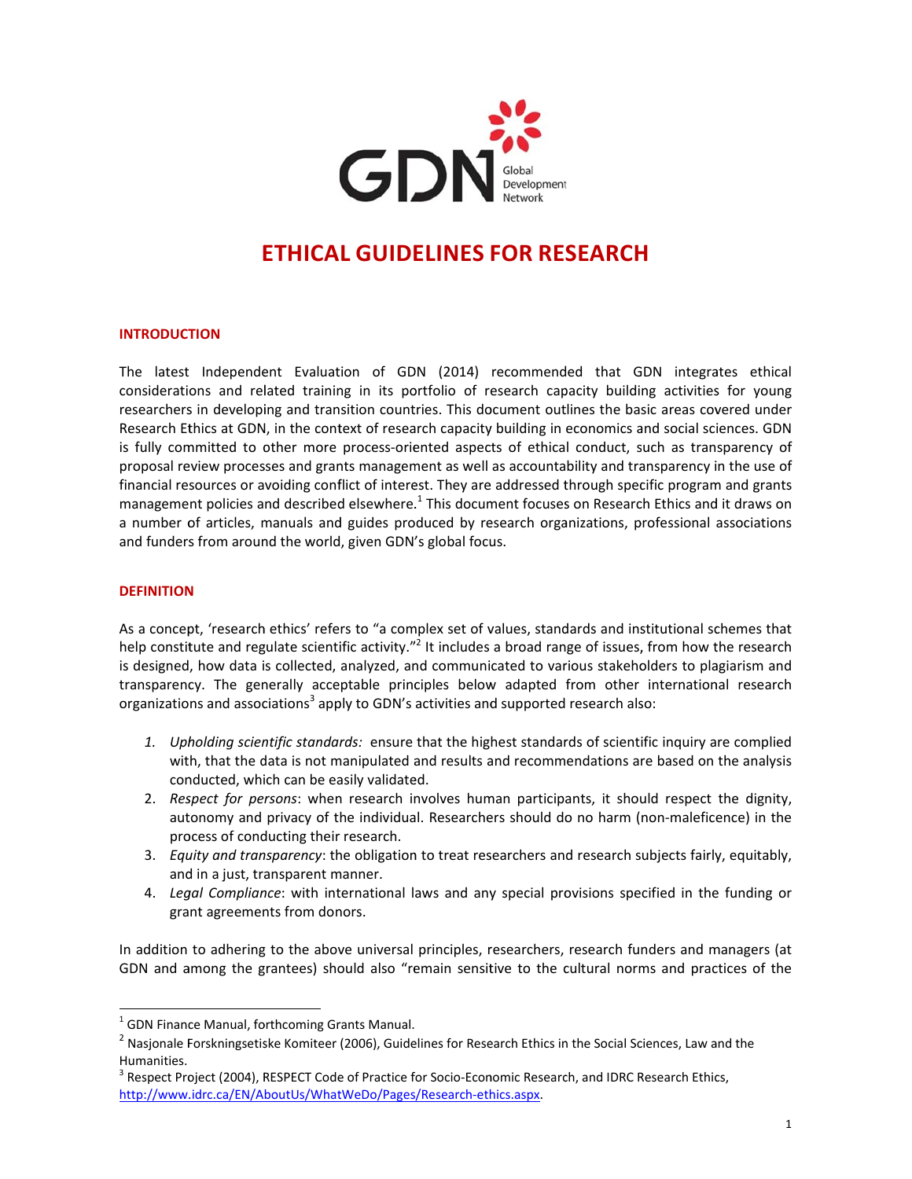# ETHICAL GUIDELINES FOR RESEARCH

## INTRODUCTION

The latest Independent Evaluation of GDN (2014) recommended that GDN integrates ethical considerations and related training in its portfolio of research capacity building activities for young researchers in developing and transition countries. This document outlines the basic areas covered under Research Ethics at GDN, in the context of research capacity building in economics and social sciences. GDN is fully committed to other more process-oriented aspects of ethical conduct, such as transparency of proposal review processes and grants management as well as accountability and transparency in the use of financial resources or avoiding conflict of interest. They are addressed through specific program and grants management policies and described elsewhere.[1] This document focuses on Research Ethics and it draws on a number of articles, manuals and guides produced by research organizations, professional associations and funders from around the world, given GDN's global focus.

## DEFINITION

As a concept, 'research ethics' refers to "a complex set of values, standards and institutional schemes that help constitute and regulate scientific activity."[2] It includes a broad range of issues, from how the research is designed, how data is collected, analyzed, and communicated to various stakeholders to plagiarism and transparency. The generally acceptable principles below adapted from other international research organizations and associations[3] apply to GDN's activities and supported research also:

1. *Upholding scientific standards:* ensure that the highest standards of scientific inquiry are complied with, that the data is not manipulated and results and recommendations are based on the analysis conducted, which can be easily validated.
2. *Respect for persons*: when research involves human participants, it should respect the dignity, autonomy and privacy of the individual. Researchers should do no harm (non-maleficence) in the process of conducting their research.
3. *Equity and transparency*: the obligation to treat researchers and research subjects fairly, equitably, and in a just, transparent manner.
4. *Legal Compliance*: with international laws and any special provisions specified in the funding or grant agreements from donors.

In addition to adhering to the above universal principles, researchers, research funders and managers (at GDN and among the grantees) should also "remain sensitive to the cultural norms and practices of the

---

[1] GDN Finance Manual, forthcoming Grants Manual.

[2] Nasjonale Forskningsetiske Komiteer (2006), Guidelines for Research Ethics in the Social Sciences, Law and the Humanities.

[3] Respect Project (2004), RESPECT Code of Practice for Socio-Economic Research, and IDRC Research Ethics, http://www.idrc.ca/EN/AboutUs/WhatWeDo/Pages/Research-ethics.aspx.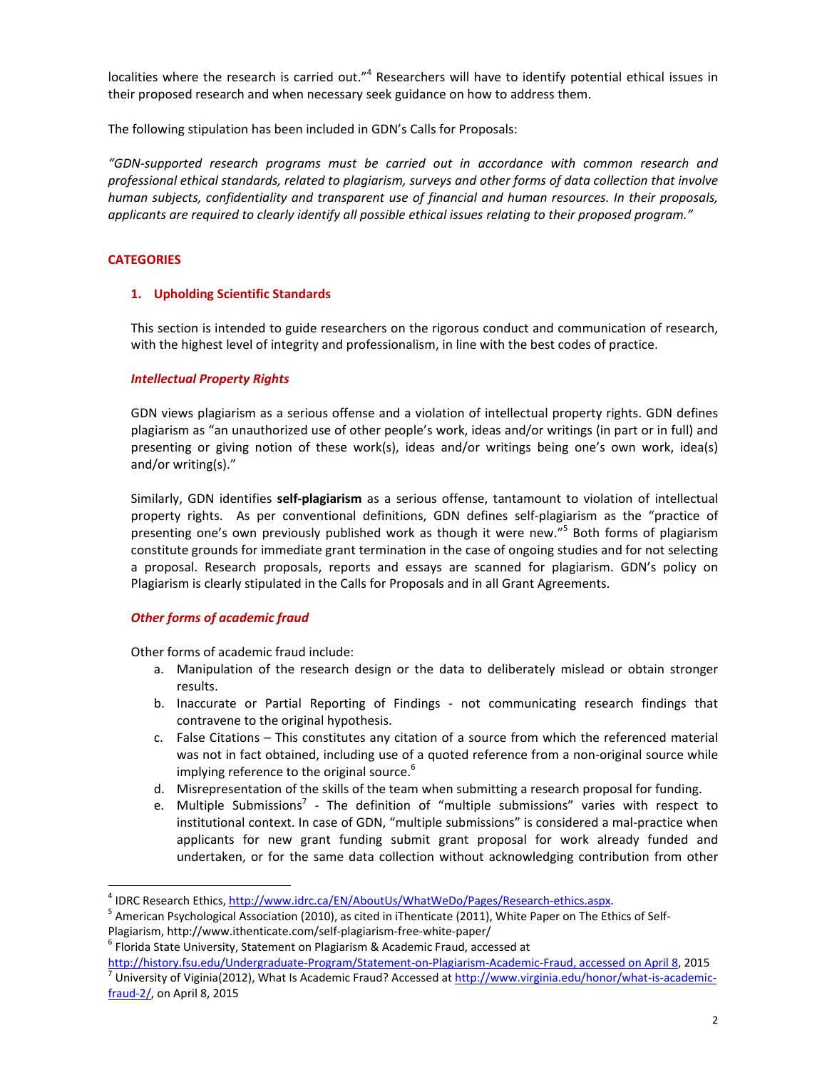localities where the research is carried out."[4] Researchers will have to identify potential ethical issues in their proposed research and when necessary seek guidance on how to address them.

The following stipulation has been included in GDN's Calls for Proposals:

*"GDN-supported research programs must be carried out in accordance with common research and professional ethical standards, related to plagiarism, surveys and other forms of data collection that involve human subjects, confidentiality and transparent use of financial and human resources. In their proposals, applicants are required to clearly identify all possible ethical issues relating to their proposed program."*

## CATEGORIES

### 1. Upholding Scientific Standards

This section is intended to guide researchers on the rigorous conduct and communication of research, with the highest level of integrity and professionalism, in line with the best codes of practice.

#### *Intellectual Property Rights*

GDN views plagiarism as a serious offense and a violation of intellectual property rights. GDN defines plagiarism as "an unauthorized use of other people's work, ideas and/or writings (in part or in full) and presenting or giving notion of these work(s), ideas and/or writings being one's own work, idea(s) and/or writing(s)."

Similarly, GDN identifies **self-plagiarism** as a serious offense, tantamount to violation of intellectual property rights. As per conventional definitions, GDN defines self-plagiarism as the "practice of presenting one's own previously published work as though it were new."[5] Both forms of plagiarism constitute grounds for immediate grant termination in the case of ongoing studies and for not selecting a proposal. Research proposals, reports and essays are scanned for plagiarism. GDN's policy on Plagiarism is clearly stipulated in the Calls for Proposals and in all Grant Agreements.

#### *Other forms of academic fraud*

Other forms of academic fraud include:

a. Manipulation of the research design or the data to deliberately mislead or obtain stronger results.
b. Inaccurate or Partial Reporting of Findings - not communicating research findings that contravene to the original hypothesis.
c. False Citations – This constitutes any citation of a source from which the referenced material was not in fact obtained, including use of a quoted reference from a non-original source while implying reference to the original source.[6]
d. Misrepresentation of the skills of the team when submitting a research proposal for funding.
e. Multiple Submissions[7] - The definition of "multiple submissions" varies with respect to institutional context. In case of GDN, "multiple submissions" is considered a mal-practice when applicants for new grant funding submit grant proposal for work already funded and undertaken, or for the same data collection without acknowledging contribution from other

---

[4] IDRC Research Ethics, http://www.idrc.ca/EN/AboutUs/WhatWeDo/Pages/Research-ethics.aspx.

[5] American Psychological Association (2010), as cited in iThenticate (2011), White Paper on The Ethics of Self-Plagiarism, http://www.ithenticate.com/self-plagiarism-free-white-paper/

[6] Florida State University, Statement on Plagiarism & Academic Fraud, accessed at http://history.fsu.edu/Undergraduate-Program/Statement-on-Plagiarism-Academic-Fraud, accessed on April 8, 2015

[7] University of Viginia(2012), What Is Academic Fraud? Accessed at http://www.virginia.edu/honor/what-is-academic-fraud-2/, on April 8, 2015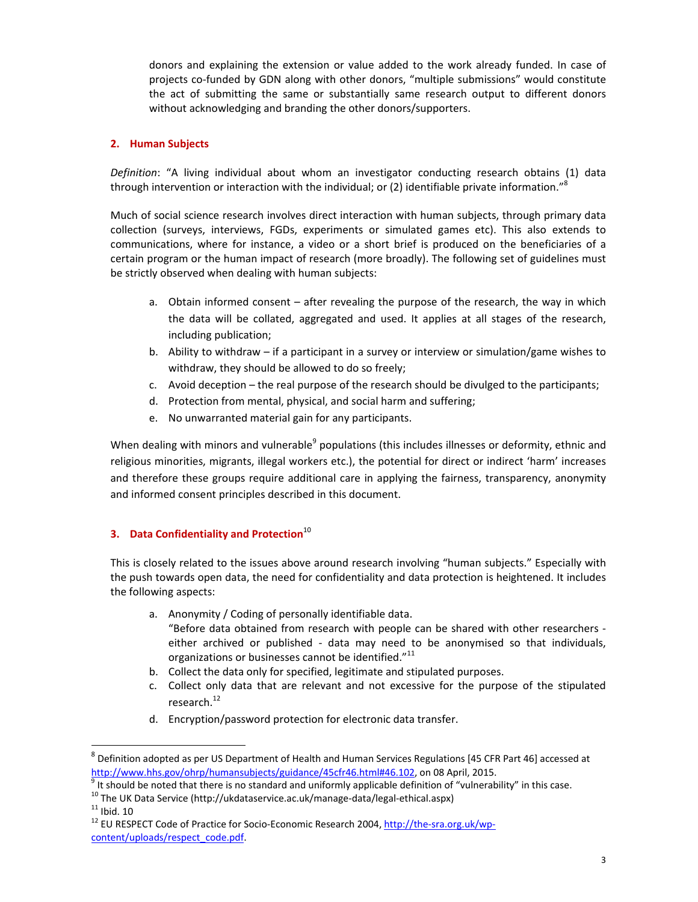donors and explaining the extension or value added to the work already funded. In case of projects co-funded by GDN along with other donors, "multiple submissions" would constitute the act of submitting the same or substantially same research output to different donors without acknowledging and branding the other donors/supporters.

## 2. Human Subjects

*Definition*: "A living individual about whom an investigator conducting research obtains (1) data through intervention or interaction with the individual; or (2) identifiable private information."[8]

Much of social science research involves direct interaction with human subjects, through primary data collection (surveys, interviews, FGDs, experiments or simulated games etc). This also extends to communications, where for instance, a video or a short brief is produced on the beneficiaries of a certain program or the human impact of research (more broadly). The following set of guidelines must be strictly observed when dealing with human subjects:

a. Obtain informed consent – after revealing the purpose of the research, the way in which the data will be collated, aggregated and used. It applies at all stages of the research, including publication;
b. Ability to withdraw – if a participant in a survey or interview or simulation/game wishes to withdraw, they should be allowed to do so freely;
c. Avoid deception – the real purpose of the research should be divulged to the participants;
d. Protection from mental, physical, and social harm and suffering;
e. No unwarranted material gain for any participants.

When dealing with minors and vulnerable[9] populations (this includes illnesses or deformity, ethnic and religious minorities, migrants, illegal workers etc.), the potential for direct or indirect 'harm' increases and therefore these groups require additional care in applying the fairness, transparency, anonymity and informed consent principles described in this document.

## 3. Data Confidentiality and Protection[10]

This is closely related to the issues above around research involving "human subjects." Especially with the push towards open data, the need for confidentiality and data protection is heightened. It includes the following aspects:

a. Anonymity / Coding of personally identifiable data.
   "Before data obtained from research with people can be shared with other researchers - either archived or published - data may need to be anonymised so that individuals, organizations or businesses cannot be identified."[11]
b. Collect the data only for specified, legitimate and stipulated purposes.
c. Collect only data that are relevant and not excessive for the purpose of the stipulated research.[12]
d. Encryption/password protection for electronic data transfer.

---

[8] Definition adopted as per US Department of Health and Human Services Regulations [45 CFR Part 46] accessed at http://www.hhs.gov/ohrp/humansubjects/guidance/45cfr46.html#46.102, on 08 April, 2015.

[9] It should be noted that there is no standard and uniformly applicable definition of "vulnerability" in this case.

[10] The UK Data Service (http://ukdataservice.ac.uk/manage-data/legal-ethical.aspx)

[11] Ibid. 10

[12] EU RESPECT Code of Practice for Socio-Economic Research 2004, http://the-sra.org.uk/wp-content/uploads/respect_code.pdf.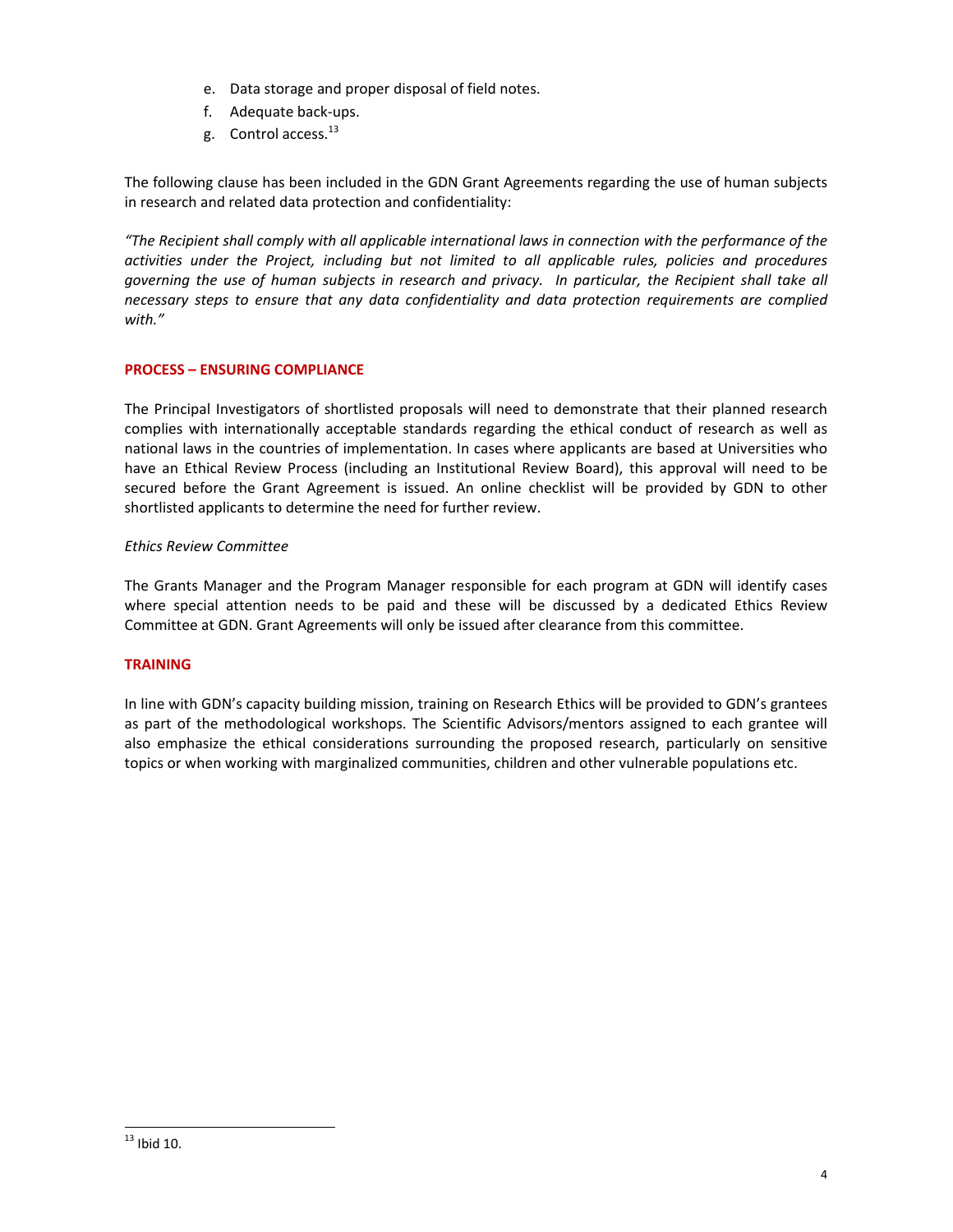e. Data storage and proper disposal of field notes.
f. Adequate back-ups.
g. Control access.[13]

The following clause has been included in the GDN Grant Agreements regarding the use of human subjects in research and related data protection and confidentiality:

*"The Recipient shall comply with all applicable international laws in connection with the performance of the activities under the Project, including but not limited to all applicable rules, policies and procedures governing the use of human subjects in research and privacy. In particular, the Recipient shall take all necessary steps to ensure that any data confidentiality and data protection requirements are complied with."*

## PROCESS – ENSURING COMPLIANCE

The Principal Investigators of shortlisted proposals will need to demonstrate that their planned research complies with internationally acceptable standards regarding the ethical conduct of research as well as national laws in the countries of implementation. In cases where applicants are based at Universities who have an Ethical Review Process (including an Institutional Review Board), this approval will need to be secured before the Grant Agreement is issued. An online checklist will be provided by GDN to other shortlisted applicants to determine the need for further review.

### *Ethics Review Committee*

The Grants Manager and the Program Manager responsible for each program at GDN will identify cases where special attention needs to be paid and these will be discussed by a dedicated Ethics Review Committee at GDN. Grant Agreements will only be issued after clearance from this committee.

## TRAINING

In line with GDN's capacity building mission, training on Research Ethics will be provided to GDN's grantees as part of the methodological workshops. The Scientific Advisors/mentors assigned to each grantee will also emphasize the ethical considerations surrounding the proposed research, particularly on sensitive topics or when working with marginalized communities, children and other vulnerable populations etc.

[13] Ibid 10.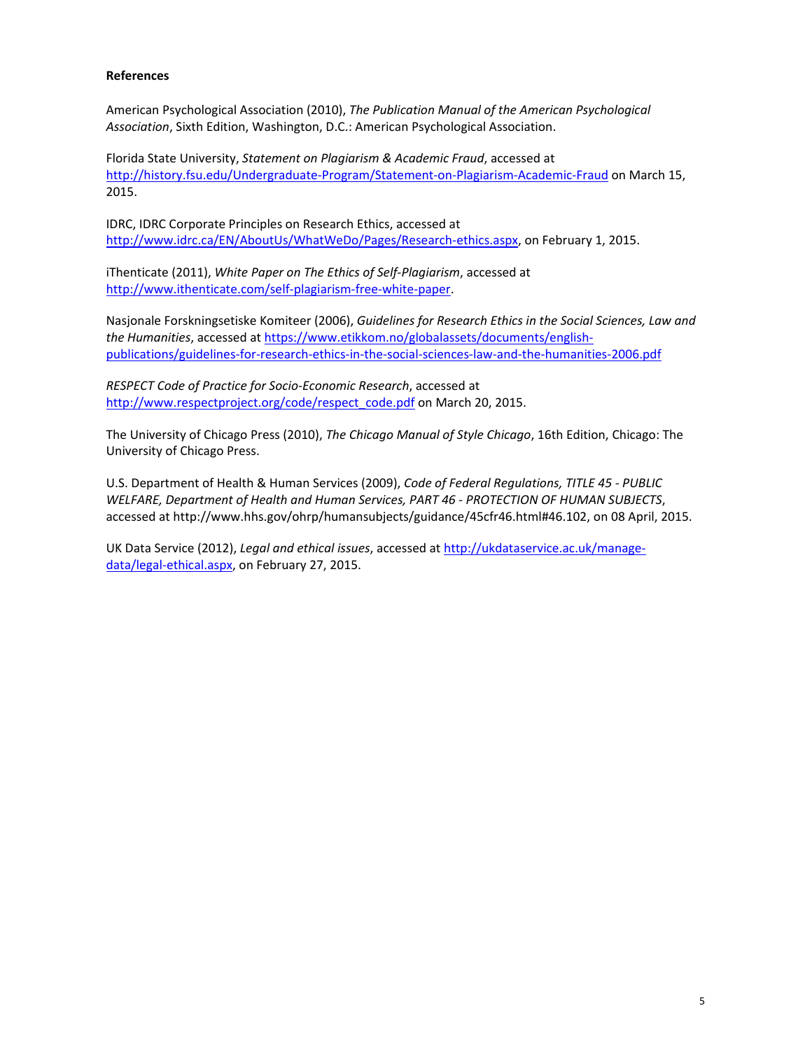**References**

American Psychological Association (2010), *The Publication Manual of the American Psychological Association*, Sixth Edition, Washington, D.C.: American Psychological Association.

Florida State University, *Statement on Plagiarism & Academic Fraud*, accessed at http://history.fsu.edu/Undergraduate-Program/Statement-on-Plagiarism-Academic-Fraud on March 15, 2015.

IDRC, IDRC Corporate Principles on Research Ethics, accessed at http://www.idrc.ca/EN/AboutUs/WhatWeDo/Pages/Research-ethics.aspx, on February 1, 2015.

iThenticate (2011), *White Paper on The Ethics of Self-Plagiarism*, accessed at http://www.ithenticate.com/self-plagiarism-free-white-paper.

Nasjonale Forskningsetiske Komiteer (2006), *Guidelines for Research Ethics in the Social Sciences, Law and the Humanities*, accessed at https://www.etikkom.no/globalassets/documents/english-publications/guidelines-for-research-ethics-in-the-social-sciences-law-and-the-humanities-2006.pdf

*RESPECT Code of Practice for Socio-Economic Research*, accessed at http://www.respectproject.org/code/respect_code.pdf on March 20, 2015.

The University of Chicago Press (2010), *The Chicago Manual of Style Chicago*, 16th Edition, Chicago: The University of Chicago Press.

U.S. Department of Health & Human Services (2009), *Code of Federal Regulations, TITLE 45 - PUBLIC WELFARE, Department of Health and Human Services, PART 46 - PROTECTION OF HUMAN SUBJECTS*, accessed at http://www.hhs.gov/ohrp/humansubjects/guidance/45cfr46.html#46.102, on 08 April, 2015.

UK Data Service (2012), *Legal and ethical issues*, accessed at http://ukdataservice.ac.uk/manage-data/legal-ethical.aspx, on February 27, 2015.